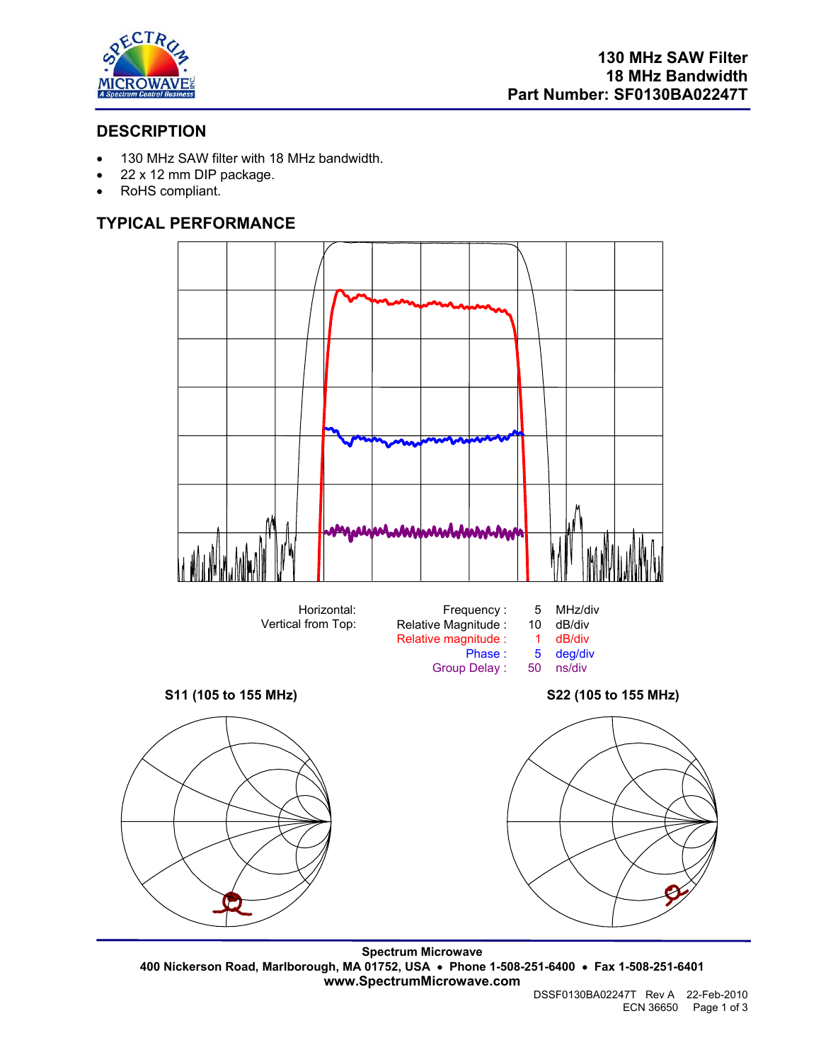**130 MHz SAW Filter**
**18 MHz Bandwidth**
**Part Number: SF0130BA02247T**

## DESCRIPTION

- 130 MHz SAW filter with 18 MHz bandwidth.
- 22 x 12 mm DIP package.
- RoHS compliant.

## TYPICAL PERFORMANCE

| | | | |
|---|---|---|---|
| Horizontal: | Frequency : | 5 | MHz/div |
| Vertical from Top: | Relative Magnitude : | 10 | dB/div |
| | Relative magnitude : | 1 | dB/div |
| | Phase : | 5 | deg/div |
| | Group Delay : | 50 | ns/div |

**S11 (105 to 155 MHz)**

**S22 (105 to 155 MHz)**

**Spectrum Microwave**
**400 Nickerson Road, Marlborough, MA 01752, USA • Phone 1-508-251-6400 • Fax 1-508-251-6401**
**www.SpectrumMicrowave.com**

DSSF0130BA02247T Rev A 22-Feb-2010
ECN 36650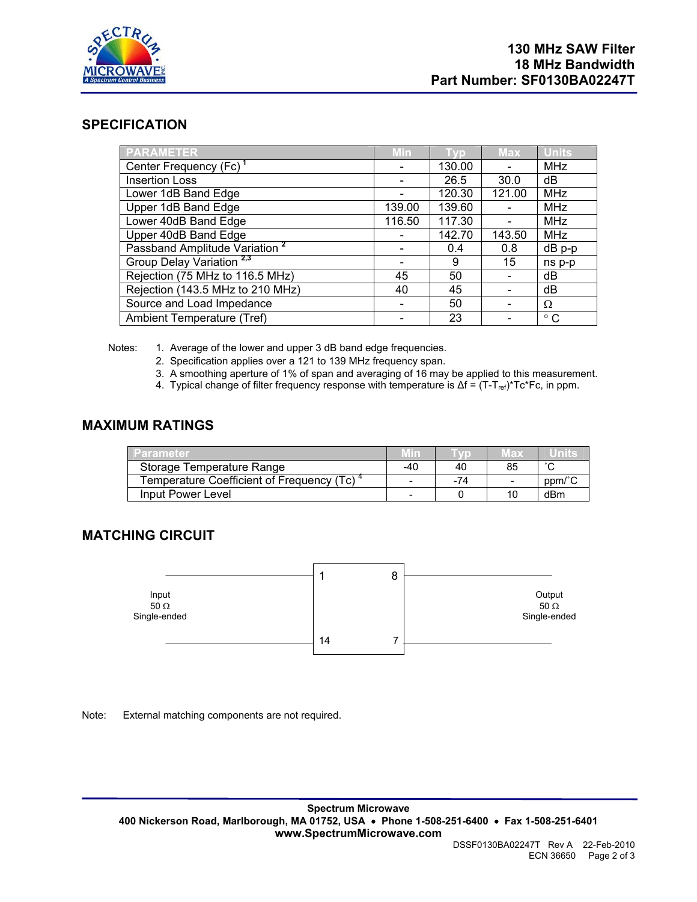# 130 MHz SAW Filter
## 18 MHz Bandwidth
## Part Number: SF0130BA02247T

## SPECIFICATION

| PARAMETER | Min | Typ | Max | Units |
|---|---|---|---|---|
| Center Frequency (Fc) [1] | - | 130.00 | - | MHz |
| Insertion Loss | - | 26.5 | 30.0 | dB |
| Lower 1dB Band Edge | - | 120.30 | 121.00 | MHz |
| Upper 1dB Band Edge | 139.00 | 139.60 | - | MHz |
| Lower 40dB Band Edge | 116.50 | 117.30 | - | MHz |
| Upper 40dB Band Edge | - | 142.70 | 143.50 | MHz |
| Passband Amplitude Variation [2] | - | 0.4 | 0.8 | dB p-p |
| Group Delay Variation [2,3] | - | 9 | 15 | ns p-p |
| Rejection (75 MHz to 116.5 MHz) | 45 | 50 | - | dB |
| Rejection (143.5 MHz to 210 MHz) | 40 | 45 | - | dB |
| Source and Load Impedance | - | 50 | - | Ω |
| Ambient Temperature (Tref) | - | 23 | - | ° C |

Notes:
1. Average of the lower and upper 3 dB band edge frequencies.
2. Specification applies over a 121 to 139 MHz frequency span.
3. A smoothing aperture of 1% of span and averaging of 16 may be applied to this measurement.
4. Typical change of filter frequency response with temperature is $\Delta f = (T-T_{ref})*Tc*Fc$, in ppm.

## MAXIMUM RATINGS

| Parameter | Min | Typ | Max | Units |
|---|---|---|---|---|
| Storage Temperature Range | -40 | 40 | 85 | °C |
| Temperature Coefficient of Frequency (Tc) [4] | - | -74 | - | ppm/°C |
| Input Power Level | - | 0 | 10 | dBm |

## MATCHING CIRCUIT

Input 50 Ω Single-ended — pins 1, 14

Output 50 Ω Single-ended — pins 8, 7

Note: External matching components are not required.

**Spectrum Microwave**
**400 Nickerson Road, Marlborough, MA 01752, USA • Phone 1-508-251-6400 • Fax 1-508-251-6401**
**www.SpectrumMicrowave.com**

DSSF0130BA02247T Rev A 22-Feb-2010
ECN 36650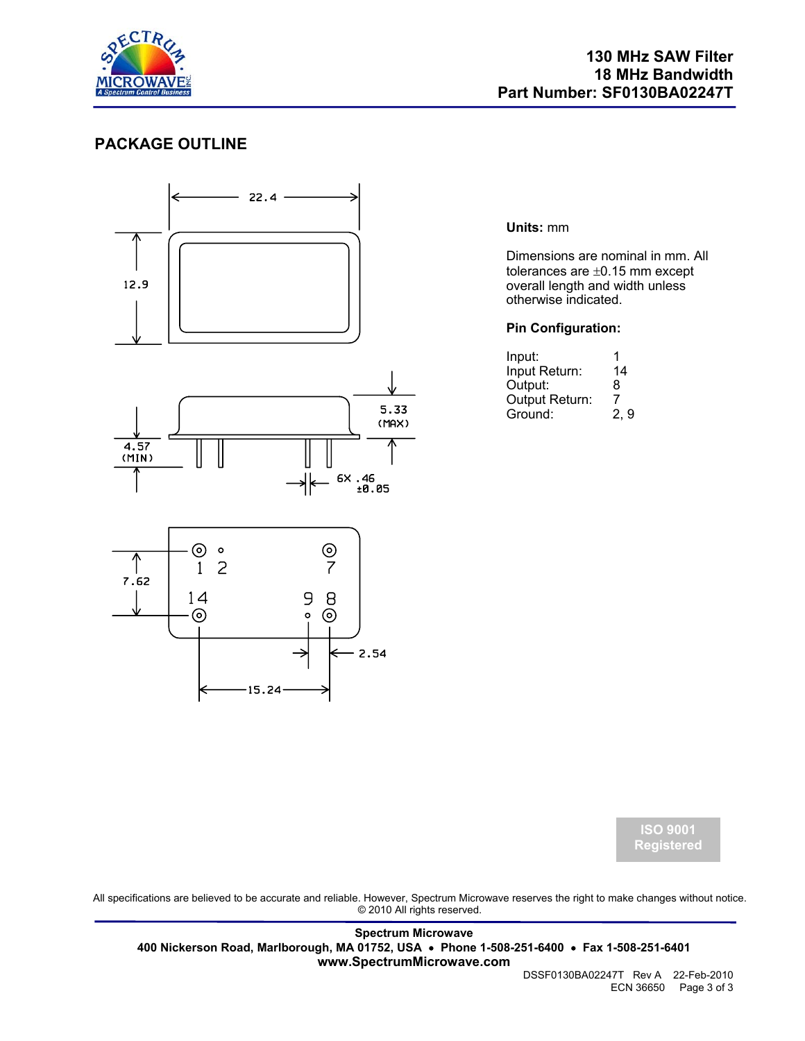# PACKAGE OUTLINE

22.4

12.9

5.33
(MAX)

4.57
(MIN)

6X .46
±0.05

1 2 7

14 9 8

7.62

2.54

15.24

**Units:** mm

Dimensions are nominal in mm. All tolerances are ±0.15 mm except overall length and width unless otherwise indicated.

**Pin Configuration:**

| | |
|---|---|
| Input: | 1 |
| Input Return: | 14 |
| Output: | 8 |
| Output Return: | 7 |
| Ground: | 2, 9 |

ISO 9001
Registered

All specifications are believed to be accurate and reliable. However, Spectrum Microwave reserves the right to make changes without notice.
© 2010 All rights reserved.

**Spectrum Microwave**
**400 Nickerson Road, Marlborough, MA 01752, USA • Phone 1-508-251-6400 • Fax 1-508-251-6401**
**www.SpectrumMicrowave.com**

DSSF0130BA02247T Rev A 22-Feb-2010
ECN 36650